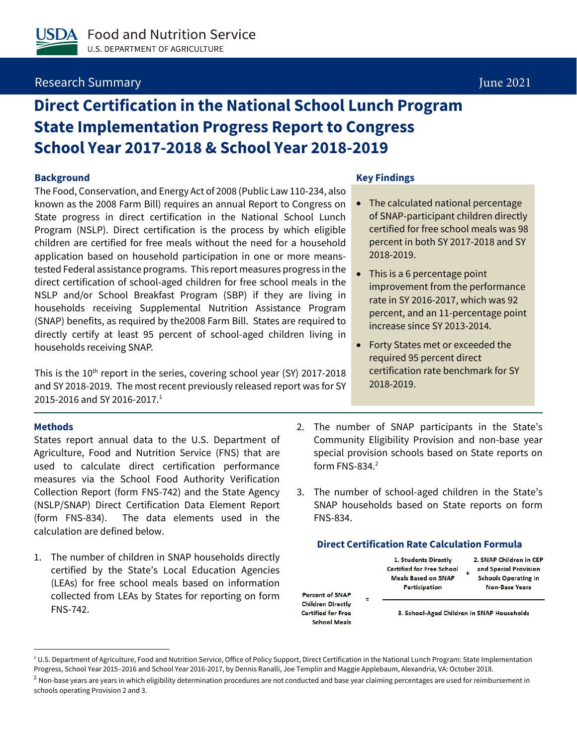USDA Food and Nutrition Service
U.S. DEPARTMENT OF AGRICULTURE

Research Summary June 2021

# Direct Certification in the National School Lunch Program State Implementation Progress Report to Congress School Year 2017-2018 & School Year 2018-2019

## Background

The Food, Conservation, and Energy Act of 2008 (Public Law 110-234, also known as the 2008 Farm Bill) requires an annual Report to Congress on State progress in direct certification in the National School Lunch Program (NSLP). Direct certification is the process by which eligible children are certified for free meals without the need for a household application based on household participation in one or more means-tested Federal assistance programs. This report measures progress in the direct certification of school-aged children for free school meals in the NSLP and/or School Breakfast Program (SBP) if they are living in households receiving Supplemental Nutrition Assistance Program (SNAP) benefits, as required by the2008 Farm Bill. States are required to directly certify at least 95 percent of school-aged children living in households receiving SNAP.

This is the 10th report in the series, covering school year (SY) 2017-2018 and SY 2018-2019. The most recent previously released report was for SY 2015-2016 and SY 2016-2017.[1]

## Key Findings

- The calculated national percentage of SNAP-participant children directly certified for free school meals was 98 percent in both SY 2017-2018 and SY 2018-2019.
- This is a 6 percentage point improvement from the performance rate in SY 2016-2017, which was 92 percent, and an 11-percentage point increase since SY 2013-2014.
- Forty States met or exceeded the required 95 percent direct certification rate benchmark for SY 2018-2019.

## Methods

States report annual data to the U.S. Department of Agriculture, Food and Nutrition Service (FNS) that are used to calculate direct certification performance measures via the School Food Authority Verification Collection Report (form FNS-742) and the State Agency (NSLP/SNAP) Direct Certification Data Element Report (form FNS-834). The data elements used in the calculation are defined below.

1. The number of children in SNAP households directly certified by the State's Local Education Agencies (LEAs) for free school meals based on information collected from LEAs by States for reporting on form FNS-742.
2. The number of SNAP participants in the State's Community Eligibility Provision and non-base year special provision schools based on State reports on form FNS-834.[2]
3. The number of school-aged children in the State's SNAP households based on State reports on form FNS-834.

### Direct Certification Rate Calculation Formula

$$\text{Percent of SNAP Children Directly Certified for Free School Meals} = \frac{\text{1. Students Directly Certified for Free School Meals Based on SNAP Participation} + \text{2. SNAP Children in CEP and Special Provision Schools Operating in Non-Base Years}}{\text{3. School-Aged Children in SNAP Households}}$$

---

[1] U.S. Department of Agriculture, Food and Nutrition Service, Office of Policy Support, Direct Certification in the National Lunch Program: State Implementation Progress, School Year 2015–2016 and School Year 2016-2017, by Dennis Ranalli, Joe Templin and Maggie Applebaum, Alexandria, VA: October 2018.

[2] Non-base years are years in which eligibility determination procedures are not conducted and base year claiming percentages are used for reimbursement in schools operating Provision 2 and 3.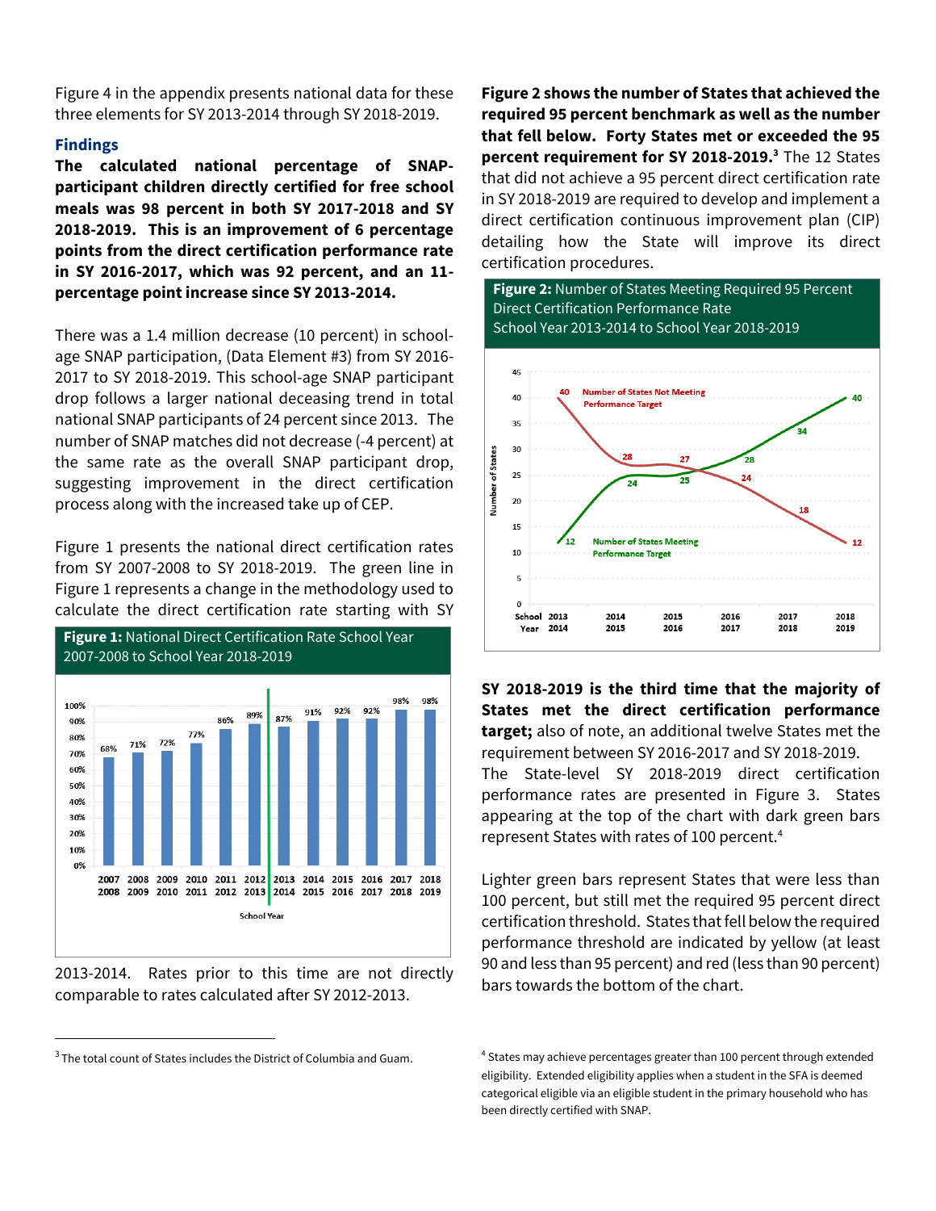Figure 4 in the appendix presents national data for these three elements for SY 2013-2014 through SY 2018-2019.

### Findings

**The calculated national percentage of SNAP-participant children directly certified for free school meals was 98 percent in both SY 2017-2018 and SY 2018-2019. This is an improvement of 6 percentage points from the direct certification performance rate in SY 2016-2017, which was 92 percent, and an 11-percentage point increase since SY 2013-2014.**

There was a 1.4 million decrease (10 percent) in school-age SNAP participation, (Data Element #3) from SY 2016-2017 to SY 2018-2019. This school-age SNAP participant drop follows a larger national deceasing trend in total national SNAP participants of 24 percent since 2013. The number of SNAP matches did not decrease (-4 percent) at the same rate as the overall SNAP participant drop, suggesting improvement in the direct certification process along with the increased take up of CEP.

Figure 1 presents the national direct certification rates from SY 2007-2008 to SY 2018-2019. The green line in Figure 1 represents a change in the methodology used to calculate the direct certification rate starting with SY 2013-2014. Rates prior to this time are not directly comparable to rates calculated after SY 2012-2013.

**Figure 1:** National Direct Certification Rate School Year 2007-2008 to School Year 2018-2019

| School Year | Rate |
|---|---|
| 2007-2008 | 68% |
| 2008-2009 | 71% |
| 2009-2010 | 72% |
| 2010-2011 | 77% |
| 2011-2012 | 86% |
| 2012-2013 | 89% |
| 2013-2014 | 87% |
| 2014-2015 | 91% |
| 2015-2016 | 92% |
| 2016-2017 | 92% |
| 2017-2018 | 98% |
| 2018-2019 | 98% |

**Figure 2 shows the number of States that achieved the required 95 percent benchmark as well as the number that fell below. Forty States met or exceeded the 95 percent requirement for SY 2018-2019.**[3] The 12 States that did not achieve a 95 percent direct certification rate in SY 2018-2019 are required to develop and implement a direct certification continuous improvement plan (CIP) detailing how the State will improve its direct certification procedures.

**Figure 2:** Number of States Meeting Required 95 Percent Direct Certification Performance Rate School Year 2013-2014 to School Year 2018-2019

| School Year | Number of States Meeting Performance Target | Number of States Not Meeting Performance Target |
|---|---|---|
| 2013-2014 | 12 | 40 |
| 2014-2015 | 24 | 28 |
| 2015-2016 | 25 | 27 |
| 2016-2017 | 28 | 24 |
| 2017-2018 | 34 | 18 |
| 2018-2019 | 40 | 12 |

**SY 2018-2019 is the third time that the majority of States met the direct certification performance target;** also of note, an additional twelve States met the requirement between SY 2016-2017 and SY 2018-2019. The State-level SY 2018-2019 direct certification performance rates are presented in Figure 3. States appearing at the top of the chart with dark green bars represent States with rates of 100 percent.[4]

Lighter green bars represent States that were less than 100 percent, but still met the required 95 percent direct certification threshold. States that fell below the required performance threshold are indicated by yellow (at least 90 and less than 95 percent) and red (less than 90 percent) bars towards the bottom of the chart.

---

[3] The total count of States includes the District of Columbia and Guam.

[4] States may achieve percentages greater than 100 percent through extended eligibility. Extended eligibility applies when a student in the SFA is deemed categorical eligible via an eligible student in the primary household who has been directly certified with SNAP.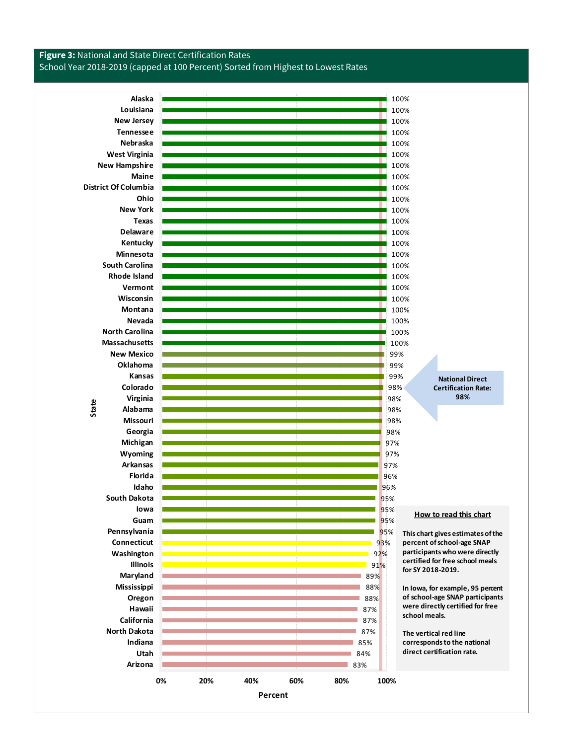**Figure 3:** National and State Direct Certification Rates
School Year 2018-2019 (capped at 100 Percent) Sorted from Highest to Lowest Rates

| State | Percent |
|---|---|
| Alaska | 100% |
| Louisiana | 100% |
| New Jersey | 100% |
| Tennessee | 100% |
| Nebraska | 100% |
| West Virginia | 100% |
| New Hampshire | 100% |
| Maine | 100% |
| District Of Columbia | 100% |
| Ohio | 100% |
| New York | 100% |
| Texas | 100% |
| Delaware | 100% |
| Kentucky | 100% |
| Minnesota | 100% |
| South Carolina | 100% |
| Rhode Island | 100% |
| Vermont | 100% |
| Wisconsin | 100% |
| Montana | 100% |
| Nevada | 100% |
| North Carolina | 100% |
| Massachusetts | 100% |
| New Mexico | 99% |
| Oklahoma | 99% |
| Kansas | 99% |
| Colorado | 98% |
| Virginia | 98% |
| Alabama | 98% |
| Missouri | 98% |
| Georgia | 98% |
| Michigan | 97% |
| Wyoming | 97% |
| Arkansas | 97% |
| Florida | 96% |
| Idaho | 96% |
| South Dakota | 95% |
| Iowa | 95% |
| Guam | 95% |
| Pennsylvania | 95% |
| Connecticut | 93% |
| Washington | 92% |
| Illinois | 91% |
| Maryland | 89% |
| Mississippi | 88% |
| Oregon | 88% |
| Hawaii | 87% |
| California | 87% |
| North Dakota | 87% |
| Indiana | 85% |
| Utah | 84% |
| Arizona | 83% |

**National Direct Certification Rate: 98%**

**How to read this chart**

**This chart gives estimates of the percent of school-age SNAP participants who were directly certified for free school meals for SY 2018-2019.**

**In Iowa, for example, 95 percent of school-age SNAP participants were directly certified for free school meals.**

**The vertical red line corresponds to the national direct certification rate.**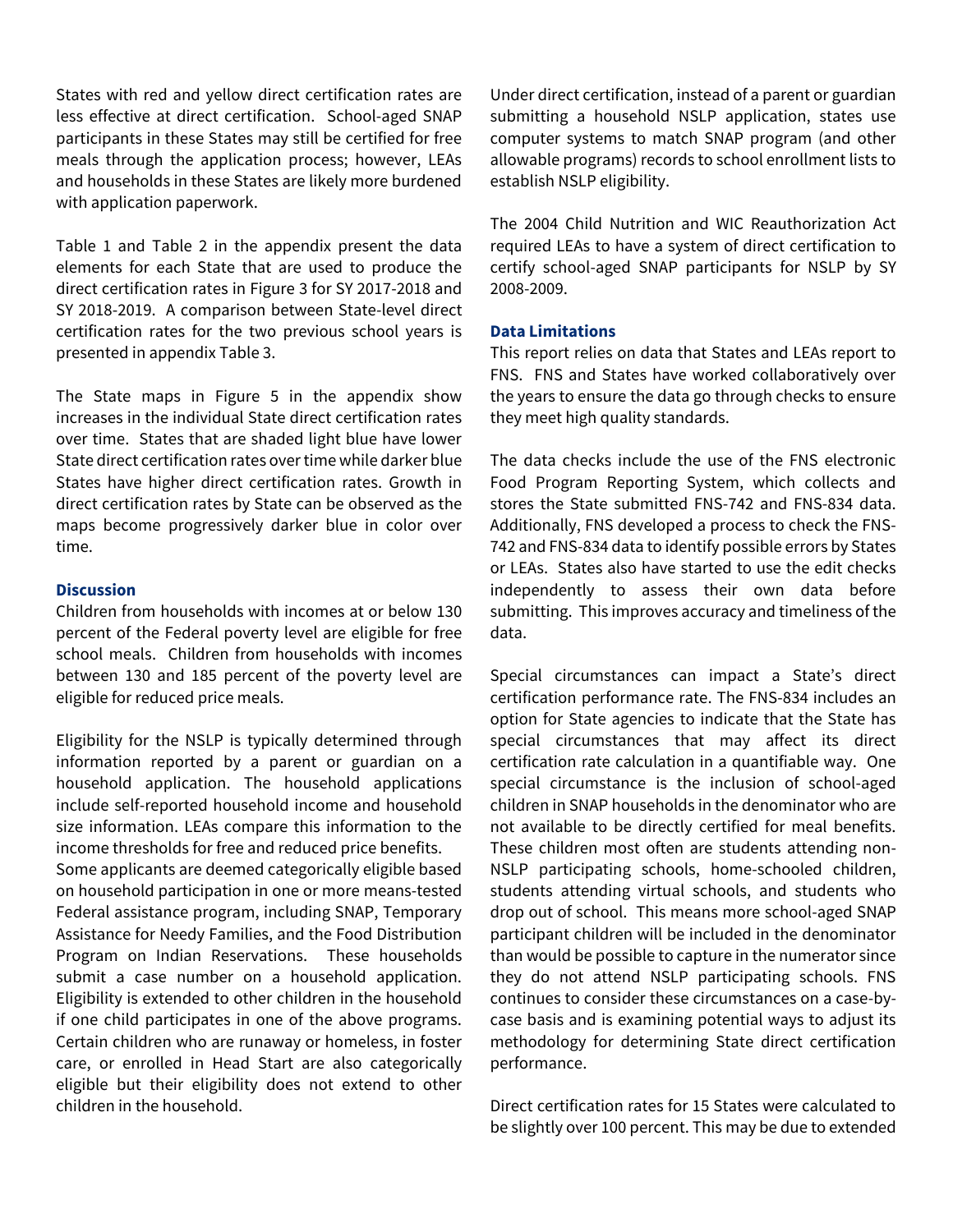States with red and yellow direct certification rates are less effective at direct certification. School-aged SNAP participants in these States may still be certified for free meals through the application process; however, LEAs and households in these States are likely more burdened with application paperwork.

Table 1 and Table 2 in the appendix present the data elements for each State that are used to produce the direct certification rates in Figure 3 for SY 2017-2018 and SY 2018-2019. A comparison between State-level direct certification rates for the two previous school years is presented in appendix Table 3.

The State maps in Figure 5 in the appendix show increases in the individual State direct certification rates over time. States that are shaded light blue have lower State direct certification rates over time while darker blue States have higher direct certification rates. Growth in direct certification rates by State can be observed as the maps become progressively darker blue in color over time.

## Discussion

Children from households with incomes at or below 130 percent of the Federal poverty level are eligible for free school meals. Children from households with incomes between 130 and 185 percent of the poverty level are eligible for reduced price meals.

Eligibility for the NSLP is typically determined through information reported by a parent or guardian on a household application. The household applications include self-reported household income and household size information. LEAs compare this information to the income thresholds for free and reduced price benefits. Some applicants are deemed categorically eligible based on household participation in one or more means-tested Federal assistance program, including SNAP, Temporary Assistance for Needy Families, and the Food Distribution Program on Indian Reservations. These households submit a case number on a household application. Eligibility is extended to other children in the household if one child participates in one of the above programs. Certain children who are runaway or homeless, in foster care, or enrolled in Head Start are also categorically eligible but their eligibility does not extend to other children in the household.

Under direct certification, instead of a parent or guardian submitting a household NSLP application, states use computer systems to match SNAP program (and other allowable programs) records to school enrollment lists to establish NSLP eligibility.

The 2004 Child Nutrition and WIC Reauthorization Act required LEAs to have a system of direct certification to certify school-aged SNAP participants for NSLP by SY 2008-2009.

## Data Limitations

This report relies on data that States and LEAs report to FNS. FNS and States have worked collaboratively over the years to ensure the data go through checks to ensure they meet high quality standards.

The data checks include the use of the FNS electronic Food Program Reporting System, which collects and stores the State submitted FNS-742 and FNS-834 data. Additionally, FNS developed a process to check the FNS-742 and FNS-834 data to identify possible errors by States or LEAs. States also have started to use the edit checks independently to assess their own data before submitting. This improves accuracy and timeliness of the data.

Special circumstances can impact a State's direct certification performance rate. The FNS-834 includes an option for State agencies to indicate that the State has special circumstances that may affect its direct certification rate calculation in a quantifiable way. One special circumstance is the inclusion of school-aged children in SNAP households in the denominator who are not available to be directly certified for meal benefits. These children most often are students attending non-NSLP participating schools, home-schooled children, students attending virtual schools, and students who drop out of school. This means more school-aged SNAP participant children will be included in the denominator than would be possible to capture in the numerator since they do not attend NSLP participating schools. FNS continues to consider these circumstances on a case-by-case basis and is examining potential ways to adjust its methodology for determining State direct certification performance.

Direct certification rates for 15 States were calculated to be slightly over 100 percent. This may be due to extended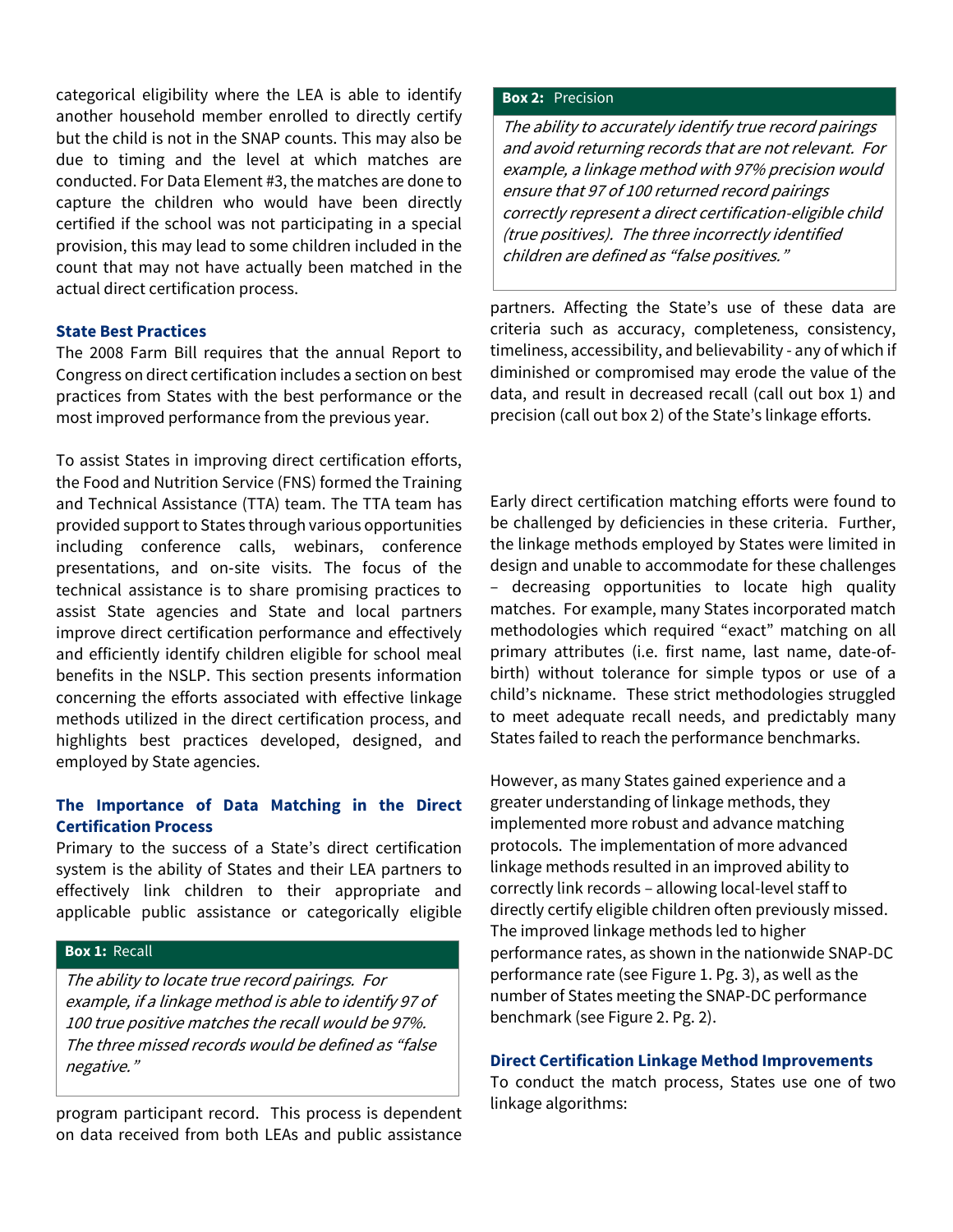categorical eligibility where the LEA is able to identify another household member enrolled to directly certify but the child is not in the SNAP counts. This may also be due to timing and the level at which matches are conducted. For Data Element #3, the matches are done to capture the children who would have been directly certified if the school was not participating in a special provision, this may lead to some children included in the count that may not have actually been matched in the actual direct certification process.

### State Best Practices

The 2008 Farm Bill requires that the annual Report to Congress on direct certification includes a section on best practices from States with the best performance or the most improved performance from the previous year.

To assist States in improving direct certification efforts, the Food and Nutrition Service (FNS) formed the Training and Technical Assistance (TTA) team. The TTA team has provided support to States through various opportunities including conference calls, webinars, conference presentations, and on-site visits. The focus of the technical assistance is to share promising practices to assist State agencies and State and local partners improve direct certification performance and effectively and efficiently identify children eligible for school meal benefits in the NSLP. This section presents information concerning the efforts associated with effective linkage methods utilized in the direct certification process, and highlights best practices developed, designed, and employed by State agencies.

### The Importance of Data Matching in the Direct Certification Process

Primary to the success of a State's direct certification system is the ability of States and their LEA partners to effectively link children to their appropriate and applicable public assistance or categorically eligible program participant record. This process is dependent on data received from both LEAs and public assistance partners. Affecting the State's use of these data are criteria such as accuracy, completeness, consistency, timeliness, accessibility, and believability - any of which if diminished or compromised may erode the value of the data, and result in decreased recall (call out box 1) and precision (call out box 2) of the State's linkage efforts.

> **Box 1:** Recall
>
> *The ability to locate true record pairings. For example, if a linkage method is able to identify 97 of 100 true positive matches the recall would be 97%. The three missed records would be defined as "false negative."*

> **Box 2:** Precision
>
> *The ability to accurately identify true record pairings and avoid returning records that are not relevant. For example, a linkage method with 97% precision would ensure that 97 of 100 returned record pairings correctly represent a direct certification-eligible child (true positives). The three incorrectly identified children are defined as "false positives."*

Early direct certification matching efforts were found to be challenged by deficiencies in these criteria. Further, the linkage methods employed by States were limited in design and unable to accommodate for these challenges – decreasing opportunities to locate high quality matches. For example, many States incorporated match methodologies which required "exact" matching on all primary attributes (i.e. first name, last name, date-of-birth) without tolerance for simple typos or use of a child's nickname. These strict methodologies struggled to meet adequate recall needs, and predictably many States failed to reach the performance benchmarks.

However, as many States gained experience and a greater understanding of linkage methods, they implemented more robust and advance matching protocols. The implementation of more advanced linkage methods resulted in an improved ability to correctly link records – allowing local-level staff to directly certify eligible children often previously missed. The improved linkage methods led to higher performance rates, as shown in the nationwide SNAP-DC performance rate (see Figure 1. Pg. 3), as well as the number of States meeting the SNAP-DC performance benchmark (see Figure 2. Pg. 2).

### Direct Certification Linkage Method Improvements

To conduct the match process, States use one of two linkage algorithms: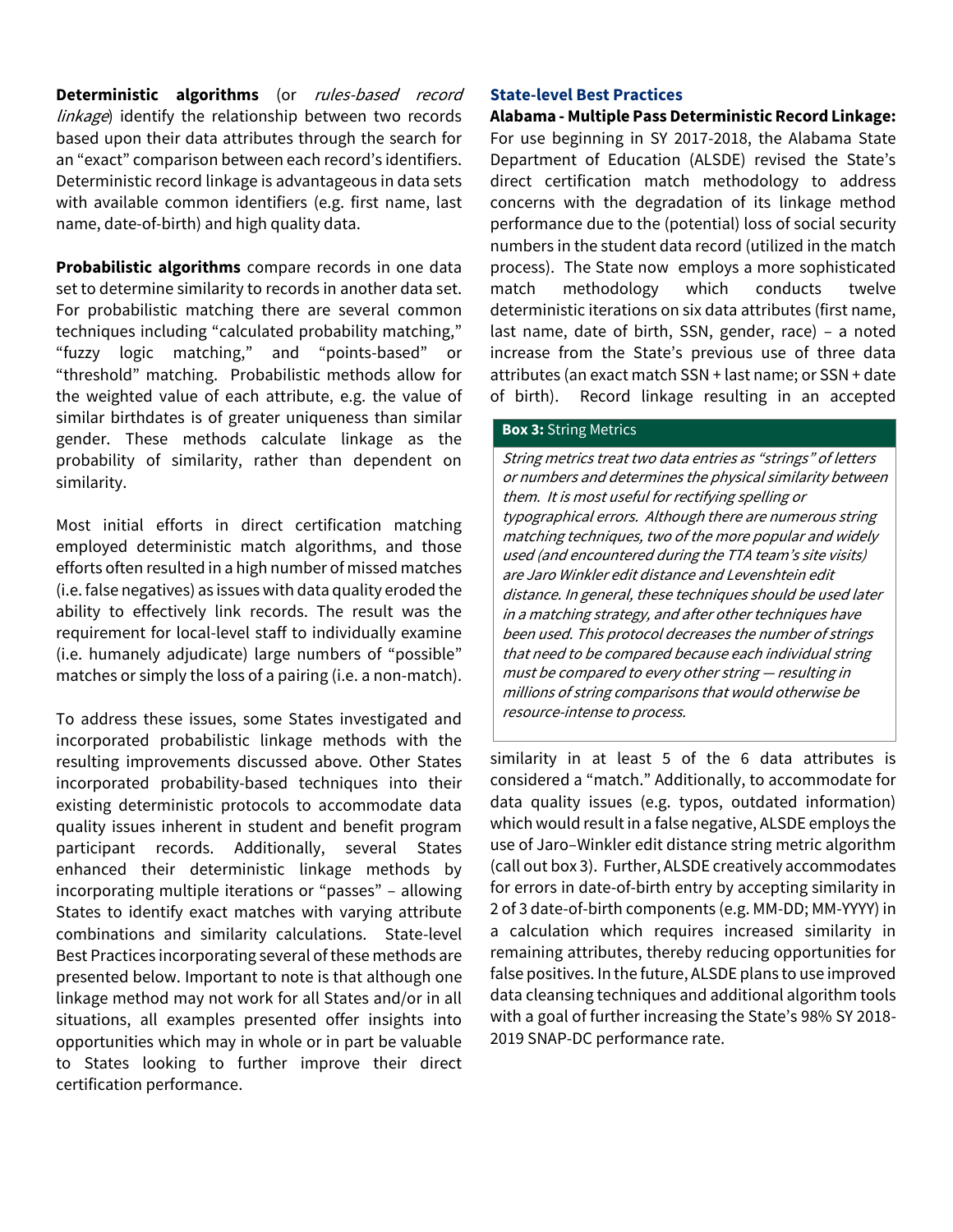**Deterministic algorithms** (or *rules-based record linkage*) identify the relationship between two records based upon their data attributes through the search for an "exact" comparison between each record's identifiers. Deterministic record linkage is advantageous in data sets with available common identifiers (e.g. first name, last name, date-of-birth) and high quality data.

**Probabilistic algorithms** compare records in one data set to determine similarity to records in another data set. For probabilistic matching there are several common techniques including "calculated probability matching," "fuzzy logic matching," and "points-based" or "threshold" matching. Probabilistic methods allow for the weighted value of each attribute, e.g. the value of similar birthdates is of greater uniqueness than similar gender. These methods calculate linkage as the probability of similarity, rather than dependent on similarity.

Most initial efforts in direct certification matching employed deterministic match algorithms, and those efforts often resulted in a high number of missed matches (i.e. false negatives) as issues with data quality eroded the ability to effectively link records. The result was the requirement for local-level staff to individually examine (i.e. humanely adjudicate) large numbers of "possible" matches or simply the loss of a pairing (i.e. a non-match).

To address these issues, some States investigated and incorporated probabilistic linkage methods with the resulting improvements discussed above. Other States incorporated probability-based techniques into their existing deterministic protocols to accommodate data quality issues inherent in student and benefit program participant records. Additionally, several States enhanced their deterministic linkage methods by incorporating multiple iterations or "passes" – allowing States to identify exact matches with varying attribute combinations and similarity calculations. State-level Best Practices incorporating several of these methods are presented below. Important to note is that although one linkage method may not work for all States and/or in all situations, all examples presented offer insights into opportunities which may in whole or in part be valuable to States looking to further improve their direct certification performance.

### State-level Best Practices

**Alabama - Multiple Pass Deterministic Record Linkage:** For use beginning in SY 2017-2018, the Alabama State Department of Education (ALSDE) revised the State's direct certification match methodology to address concerns with the degradation of its linkage method performance due to the (potential) loss of social security numbers in the student data record (utilized in the match process). The State now employs a more sophisticated match methodology which conducts twelve deterministic iterations on six data attributes (first name, last name, date of birth, SSN, gender, race) – a noted increase from the State's previous use of three data attributes (an exact match SSN + last name; or SSN + date of birth). Record linkage resulting in an accepted similarity in at least 5 of the 6 data attributes is considered a "match." Additionally, to accommodate for data quality issues (e.g. typos, outdated information) which would result in a false negative, ALSDE employs the use of Jaro–Winkler edit distance string metric algorithm (call out box 3). Further, ALSDE creatively accommodates for errors in date-of-birth entry by accepting similarity in 2 of 3 date-of-birth components (e.g. MM-DD; MM-YYYY) in a calculation which requires increased similarity in remaining attributes, thereby reducing opportunities for false positives. In the future, ALSDE plans to use improved data cleansing techniques and additional algorithm tools with a goal of further increasing the State's 98% SY 2018-2019 SNAP-DC performance rate.

**Box 3:** String Metrics

*String metrics treat two data entries as "strings" of letters or numbers and determines the physical similarity between them. It is most useful for rectifying spelling or typographical errors. Although there are numerous string matching techniques, two of the more popular and widely used (and encountered during the TTA team's site visits) are Jaro Winkler edit distance and Levenshtein edit distance. In general, these techniques should be used later in a matching strategy, and after other techniques have been used. This protocol decreases the number of strings that need to be compared because each individual string must be compared to every other string — resulting in millions of string comparisons that would otherwise be resource-intense to process.*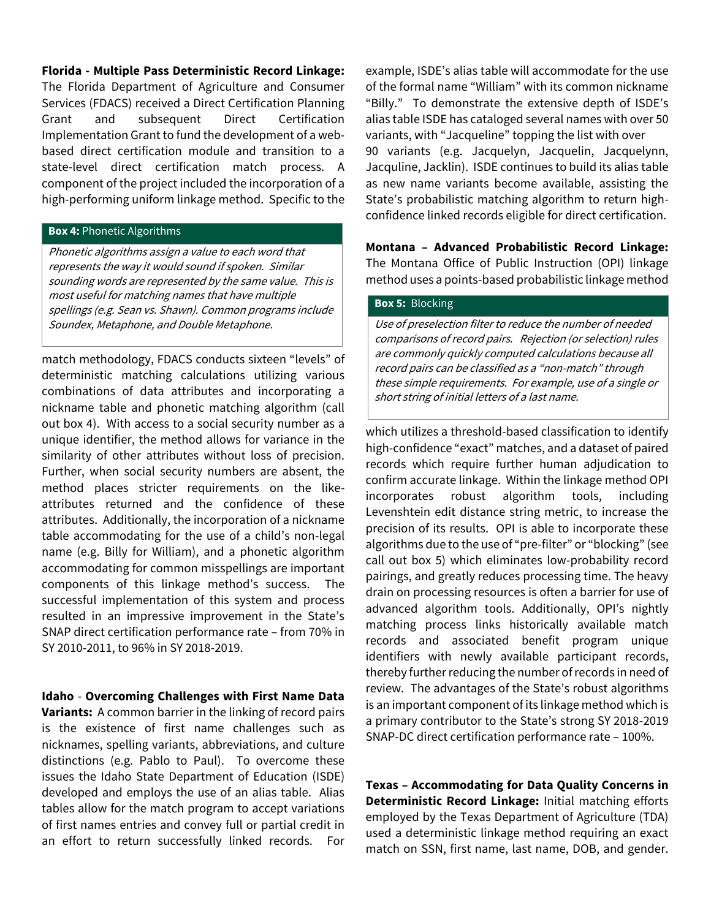**Florida - Multiple Pass Deterministic Record Linkage:** The Florida Department of Agriculture and Consumer Services (FDACS) received a Direct Certification Planning Grant and subsequent Direct Certification Implementation Grant to fund the development of a web-based direct certification module and transition to a state-level direct certification match process. A component of the project included the incorporation of a high-performing uniform linkage method. Specific to the match methodology, FDACS conducts sixteen "levels" of deterministic matching calculations utilizing various combinations of data attributes and incorporating a nickname table and phonetic matching algorithm (call out box 4). With access to a social security number as a unique identifier, the method allows for variance in the similarity of other attributes without loss of precision. Further, when social security numbers are absent, the method places stricter requirements on the like-attributes returned and the confidence of these attributes. Additionally, the incorporation of a nickname table accommodating for the use of a child's non-legal name (e.g. Billy for William), and a phonetic algorithm accommodating for common misspellings are important components of this linkage method's success. The successful implementation of this system and process resulted in an impressive improvement in the State's SNAP direct certification performance rate – from 70% in SY 2010-2011, to 96% in SY 2018-2019.

> **Box 4:** Phonetic Algorithms
>
> *Phonetic algorithms assign a value to each word that represents the way it would sound if spoken. Similar sounding words are represented by the same value. This is most useful for matching names that have multiple spellings (e.g. Sean vs. Shawn). Common programs include Soundex, Metaphone, and Double Metaphone.*

**Idaho - Overcoming Challenges with First Name Data Variants:** A common barrier in the linking of record pairs is the existence of first name challenges such as nicknames, spelling variants, abbreviations, and culture distinctions (e.g. Pablo to Paul). To overcome these issues the Idaho State Department of Education (ISDE) developed and employs the use of an alias table. Alias tables allow for the match program to accept variations of first names entries and convey full or partial credit in an effort to return successfully linked records. For example, ISDE's alias table will accommodate for the use of the formal name "William" with its common nickname "Billy." To demonstrate the extensive depth of ISDE's alias table ISDE has cataloged several names with over 50 variants, with "Jacqueline" topping the list with over 90 variants (e.g. Jacquelyn, Jacquelin, Jacquelynn, Jacquline, Jacklin). ISDE continues to build its alias table as new name variants become available, assisting the State's probabilistic matching algorithm to return high-confidence linked records eligible for direct certification.

**Montana – Advanced Probabilistic Record Linkage:** The Montana Office of Public Instruction (OPI) linkage method uses a points-based probabilistic linkage method which utilizes a threshold-based classification to identify high-confidence "exact" matches, and a dataset of paired records which require further human adjudication to confirm accurate linkage. Within the linkage method OPI incorporates robust algorithm tools, including Levenshtein edit distance string metric, to increase the precision of its results. OPI is able to incorporate these algorithms due to the use of "pre-filter" or "blocking" (see call out box 5) which eliminates low-probability record pairings, and greatly reduces processing time. The heavy drain on processing resources is often a barrier for use of advanced algorithm tools. Additionally, OPI's nightly matching process links historically available match records and associated benefit program unique identifiers with newly available participant records, thereby further reducing the number of records in need of review. The advantages of the State's robust algorithms is an important component of its linkage method which is a primary contributor to the State's strong SY 2018-2019 SNAP-DC direct certification performance rate – 100%.

> **Box 5:** Blocking
>
> *Use of preselection filter to reduce the number of needed comparisons of record pairs. Rejection (or selection) rules are commonly quickly computed calculations because all record pairs can be classified as a "non-match" through these simple requirements. For example, use of a single or short string of initial letters of a last name.*

**Texas – Accommodating for Data Quality Concerns in Deterministic Record Linkage:** Initial matching efforts employed by the Texas Department of Agriculture (TDA) used a deterministic linkage method requiring an exact match on SSN, first name, last name, DOB, and gender.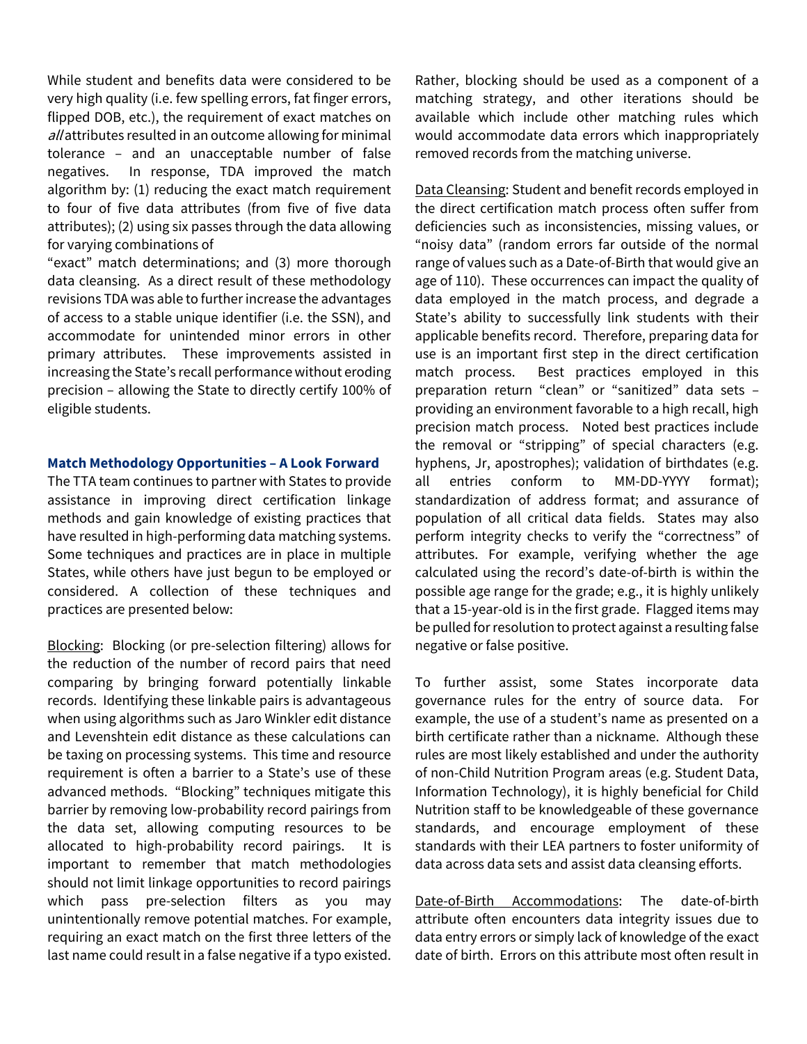While student and benefits data were considered to be very high quality (i.e. few spelling errors, fat finger errors, flipped DOB, etc.), the requirement of exact matches on *all* attributes resulted in an outcome allowing for minimal tolerance – and an unacceptable number of false negatives. In response, TDA improved the match algorithm by: (1) reducing the exact match requirement to four of five data attributes (from five of five data attributes); (2) using six passes through the data allowing for varying combinations of "exact" match determinations; and (3) more thorough data cleansing. As a direct result of these methodology revisions TDA was able to further increase the advantages of access to a stable unique identifier (i.e. the SSN), and accommodate for unintended minor errors in other primary attributes. These improvements assisted in increasing the State's recall performance without eroding precision – allowing the State to directly certify 100% of eligible students.

### Match Methodology Opportunities – A Look Forward

The TTA team continues to partner with States to provide assistance in improving direct certification linkage methods and gain knowledge of existing practices that have resulted in high-performing data matching systems. Some techniques and practices are in place in multiple States, while others have just begun to be employed or considered. A collection of these techniques and practices are presented below:

Blocking: Blocking (or pre-selection filtering) allows for the reduction of the number of record pairs that need comparing by bringing forward potentially linkable records. Identifying these linkable pairs is advantageous when using algorithms such as Jaro Winkler edit distance and Levenshtein edit distance as these calculations can be taxing on processing systems. This time and resource requirement is often a barrier to a State's use of these advanced methods. "Blocking" techniques mitigate this barrier by removing low-probability record pairings from the data set, allowing computing resources to be allocated to high-probability record pairings. It is important to remember that match methodologies should not limit linkage opportunities to record pairings which pass pre-selection filters as you may unintentionally remove potential matches. For example, requiring an exact match on the first three letters of the last name could result in a false negative if a typo existed. Rather, blocking should be used as a component of a matching strategy, and other iterations should be available which include other matching rules which would accommodate data errors which inappropriately removed records from the matching universe.

Data Cleansing: Student and benefit records employed in the direct certification match process often suffer from deficiencies such as inconsistencies, missing values, or "noisy data" (random errors far outside of the normal range of values such as a Date-of-Birth that would give an age of 110). These occurrences can impact the quality of data employed in the match process, and degrade a State's ability to successfully link students with their applicable benefits record. Therefore, preparing data for use is an important first step in the direct certification match process. Best practices employed in this preparation return "clean" or "sanitized" data sets – providing an environment favorable to a high recall, high precision match process. Noted best practices include the removal or "stripping" of special characters (e.g. hyphens, Jr, apostrophes); validation of birthdates (e.g. all entries conform to MM-DD-YYYY format); standardization of address format; and assurance of population of all critical data fields. States may also perform integrity checks to verify the "correctness" of attributes. For example, verifying whether the age calculated using the record's date-of-birth is within the possible age range for the grade; e.g., it is highly unlikely that a 15-year-old is in the first grade. Flagged items may be pulled for resolution to protect against a resulting false negative or false positive.

To further assist, some States incorporate data governance rules for the entry of source data. For example, the use of a student's name as presented on a birth certificate rather than a nickname. Although these rules are most likely established and under the authority of non-Child Nutrition Program areas (e.g. Student Data, Information Technology), it is highly beneficial for Child Nutrition staff to be knowledgeable of these governance standards, and encourage employment of these standards with their LEA partners to foster uniformity of data across data sets and assist data cleansing efforts.

Date-of-Birth Accommodations: The date-of-birth attribute often encounters data integrity issues due to data entry errors or simply lack of knowledge of the exact date of birth. Errors on this attribute most often result in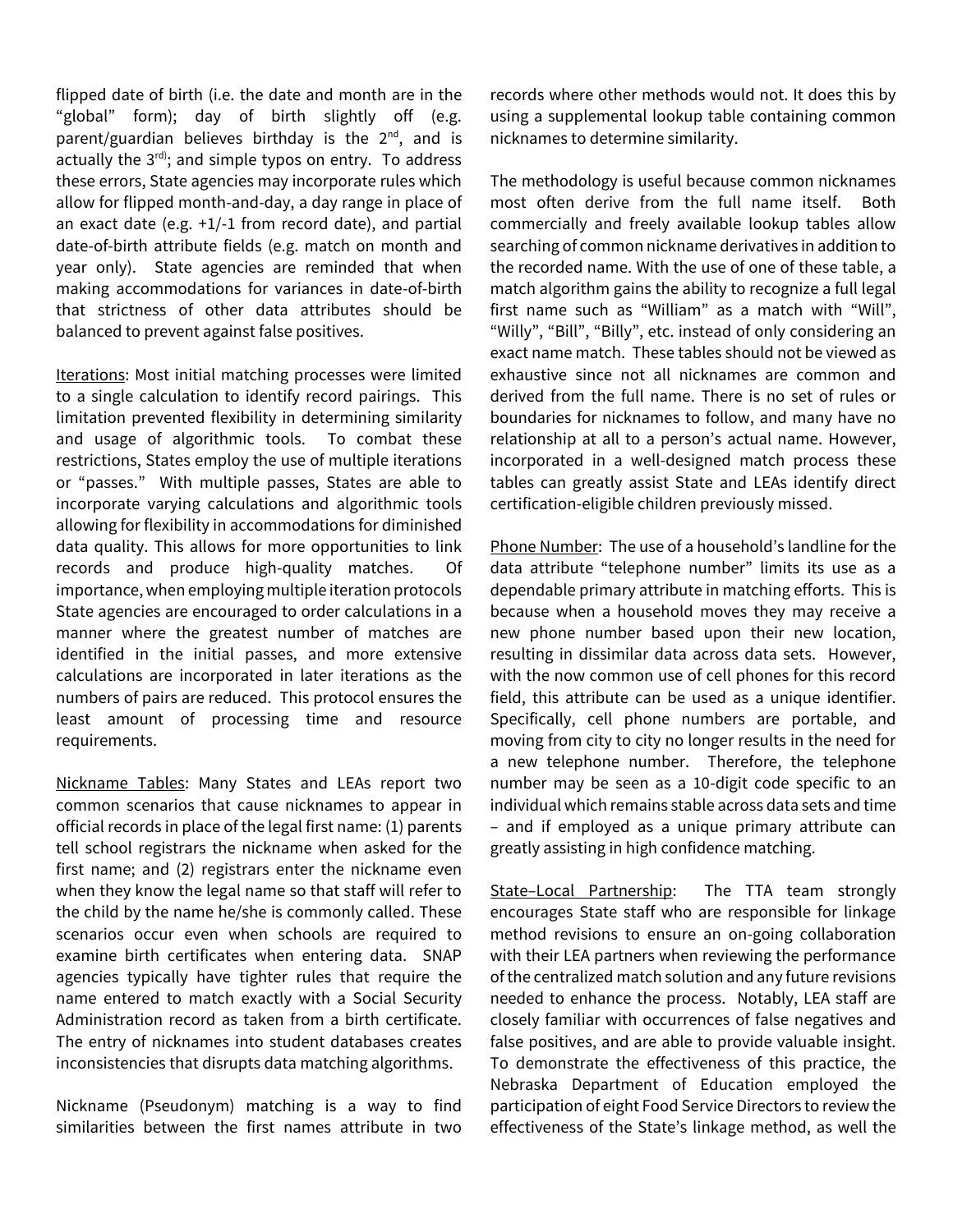flipped date of birth (i.e. the date and month are in the "global" form); day of birth slightly off (e.g. parent/guardian believes birthday is the 2nd, and is actually the 3rd); and simple typos on entry. To address these errors, State agencies may incorporate rules which allow for flipped month-and-day, a day range in place of an exact date (e.g. +1/-1 from record date), and partial date-of-birth attribute fields (e.g. match on month and year only). State agencies are reminded that when making accommodations for variances in date-of-birth that strictness of other data attributes should be balanced to prevent against false positives.

Iterations: Most initial matching processes were limited to a single calculation to identify record pairings. This limitation prevented flexibility in determining similarity and usage of algorithmic tools. To combat these restrictions, States employ the use of multiple iterations or "passes." With multiple passes, States are able to incorporate varying calculations and algorithmic tools allowing for flexibility in accommodations for diminished data quality. This allows for more opportunities to link records and produce high-quality matches. Of importance, when employing multiple iteration protocols State agencies are encouraged to order calculations in a manner where the greatest number of matches are identified in the initial passes, and more extensive calculations are incorporated in later iterations as the numbers of pairs are reduced. This protocol ensures the least amount of processing time and resource requirements.

Nickname Tables: Many States and LEAs report two common scenarios that cause nicknames to appear in official records in place of the legal first name: (1) parents tell school registrars the nickname when asked for the first name; and (2) registrars enter the nickname even when they know the legal name so that staff will refer to the child by the name he/she is commonly called. These scenarios occur even when schools are required to examine birth certificates when entering data. SNAP agencies typically have tighter rules that require the name entered to match exactly with a Social Security Administration record as taken from a birth certificate. The entry of nicknames into student databases creates inconsistencies that disrupts data matching algorithms.

Nickname (Pseudonym) matching is a way to find similarities between the first names attribute in two records where other methods would not. It does this by using a supplemental lookup table containing common nicknames to determine similarity.

The methodology is useful because common nicknames most often derive from the full name itself. Both commercially and freely available lookup tables allow searching of common nickname derivatives in addition to the recorded name. With the use of one of these table, a match algorithm gains the ability to recognize a full legal first name such as "William" as a match with "Will", "Willy", "Bill", "Billy", etc. instead of only considering an exact name match. These tables should not be viewed as exhaustive since not all nicknames are common and derived from the full name. There is no set of rules or boundaries for nicknames to follow, and many have no relationship at all to a person's actual name. However, incorporated in a well-designed match process these tables can greatly assist State and LEAs identify direct certification-eligible children previously missed.

Phone Number: The use of a household's landline for the data attribute "telephone number" limits its use as a dependable primary attribute in matching efforts. This is because when a household moves they may receive a new phone number based upon their new location, resulting in dissimilar data across data sets. However, with the now common use of cell phones for this record field, this attribute can be used as a unique identifier. Specifically, cell phone numbers are portable, and moving from city to city no longer results in the need for a new telephone number. Therefore, the telephone number may be seen as a 10-digit code specific to an individual which remains stable across data sets and time – and if employed as a unique primary attribute can greatly assisting in high confidence matching.

State–Local Partnership: The TTA team strongly encourages State staff who are responsible for linkage method revisions to ensure an on-going collaboration with their LEA partners when reviewing the performance of the centralized match solution and any future revisions needed to enhance the process. Notably, LEA staff are closely familiar with occurrences of false negatives and false positives, and are able to provide valuable insight. To demonstrate the effectiveness of this practice, the Nebraska Department of Education employed the participation of eight Food Service Directors to review the effectiveness of the State's linkage method, as well the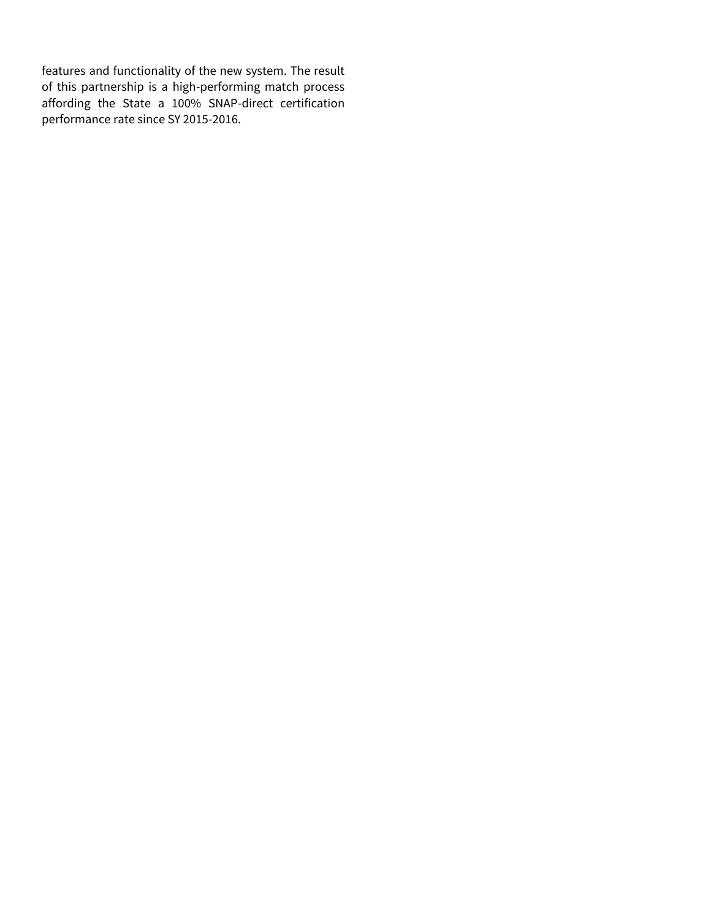features and functionality of the new system. The result of this partnership is a high-performing match process affording the State a 100% SNAP-direct certification performance rate since SY 2015-2016.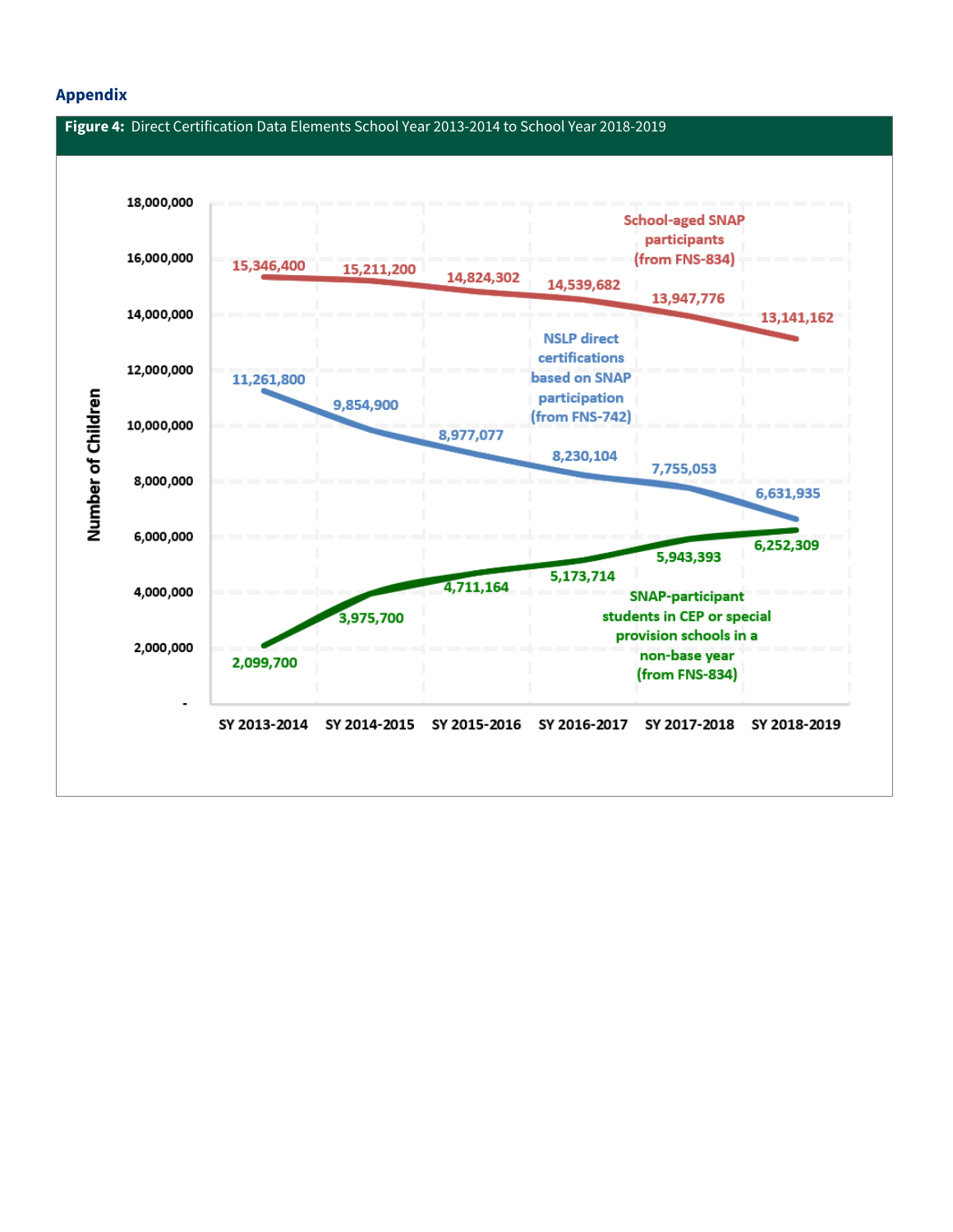## Appendix

**Figure 4:** Direct Certification Data Elements School Year 2013-2014 to School Year 2018-2019

| School Year | School-aged SNAP participants (from FNS-834) | NSLP direct certifications based on SNAP participation (from FNS-742) | SNAP-participant students in CEP or special provision schools in a non-base year (from FNS-834) |
|---|---|---|---|
| SY 2013-2014 | 15,346,400 | 11,261,800 | 2,099,700 |
| SY 2014-2015 | 15,211,200 | 9,854,900 | 3,975,700 |
| SY 2015-2016 | 14,824,302 | 8,977,077 | 4,711,164 |
| SY 2016-2017 | 14,539,682 | 8,230,104 | 5,173,714 |
| SY 2017-2018 | 13,947,776 | 7,755,053 | 5,943,393 |
| SY 2018-2019 | 13,141,162 | 6,631,935 | 6,252,309 |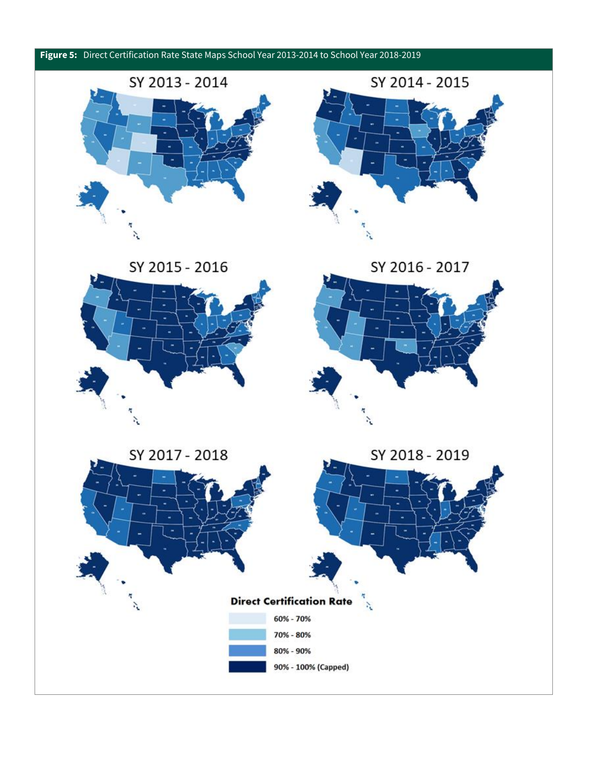**Figure 5:** Direct Certification Rate State Maps School Year 2013-2014 to School Year 2018-2019

SY 2013 - 2014

SY 2014 - 2015

SY 2015 - 2016

SY 2016 - 2017

SY 2017 - 2018

SY 2018 - 2019

**Direct Certification Rate**

- 60% - 70%
- 70% - 80%
- 80% - 90%
- 90% - 100% (Capped)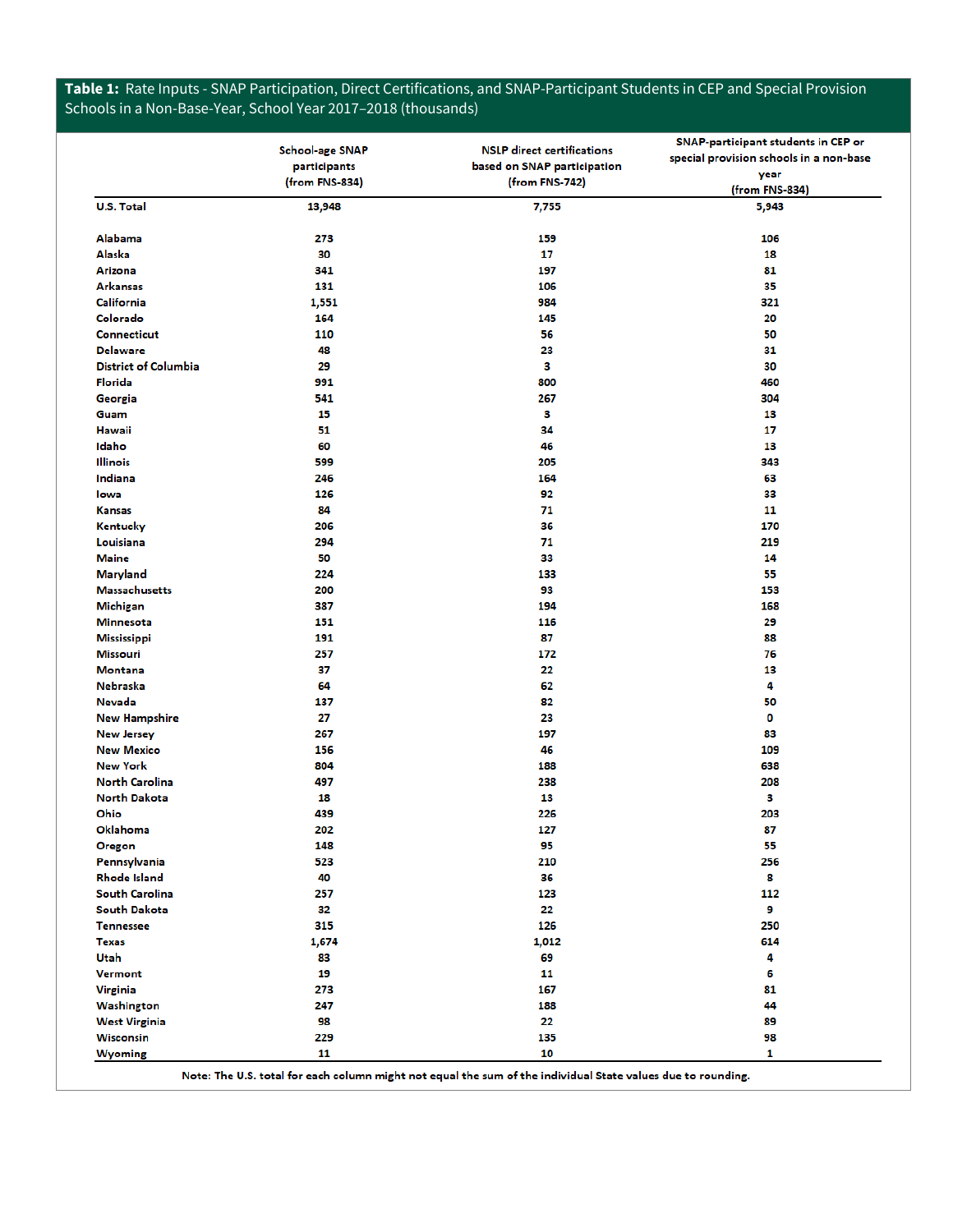**Table 1:** Rate Inputs - SNAP Participation, Direct Certifications, and SNAP-Participant Students in CEP and Special Provision Schools in a Non-Base-Year, School Year 2017–2018 (thousands)

| | School-age SNAP participants (from FNS-834) | NSLP direct certifications based on SNAP participation (from FNS-742) | SNAP-participant students in CEP or special provision schools in a non-base year (from FNS-834) |
|---|---|---|---|
| U.S. Total | 13,948 | 7,755 | 5,943 |
| Alabama | 273 | 159 | 106 |
| Alaska | 30 | 17 | 18 |
| Arizona | 341 | 197 | 81 |
| Arkansas | 131 | 106 | 35 |
| California | 1,551 | 984 | 321 |
| Colorado | 164 | 145 | 20 |
| Connecticut | 110 | 56 | 50 |
| Delaware | 48 | 23 | 31 |
| District of Columbia | 29 | 3 | 30 |
| Florida | 991 | 800 | 460 |
| Georgia | 541 | 267 | 304 |
| Guam | 15 | 3 | 13 |
| Hawaii | 51 | 34 | 17 |
| Idaho | 60 | 46 | 13 |
| Illinois | 599 | 205 | 343 |
| Indiana | 246 | 164 | 63 |
| Iowa | 126 | 92 | 33 |
| Kansas | 84 | 71 | 11 |
| Kentucky | 206 | 36 | 170 |
| Louisiana | 294 | 71 | 219 |
| Maine | 50 | 33 | 14 |
| Maryland | 224 | 133 | 55 |
| Massachusetts | 200 | 93 | 153 |
| Michigan | 387 | 194 | 168 |
| Minnesota | 151 | 116 | 29 |
| Mississippi | 191 | 87 | 88 |
| Missouri | 257 | 172 | 76 |
| Montana | 37 | 22 | 13 |
| Nebraska | 64 | 62 | 4 |
| Nevada | 137 | 82 | 50 |
| New Hampshire | 27 | 23 | 0 |
| New Jersey | 267 | 197 | 83 |
| New Mexico | 156 | 46 | 109 |
| New York | 804 | 188 | 638 |
| North Carolina | 497 | 238 | 208 |
| North Dakota | 18 | 13 | 3 |
| Ohio | 439 | 226 | 203 |
| Oklahoma | 202 | 127 | 87 |
| Oregon | 148 | 95 | 55 |
| Pennsylvania | 523 | 210 | 256 |
| Rhode Island | 40 | 36 | 8 |
| South Carolina | 257 | 123 | 112 |
| South Dakota | 32 | 22 | 9 |
| Tennessee | 315 | 126 | 250 |
| Texas | 1,674 | 1,012 | 614 |
| Utah | 83 | 69 | 4 |
| Vermont | 19 | 11 | 6 |
| Virginia | 273 | 167 | 81 |
| Washington | 247 | 188 | 44 |
| West Virginia | 98 | 22 | 89 |
| Wisconsin | 229 | 135 | 98 |
| Wyoming | 11 | 10 | 1 |

Note: The U.S. total for each column might not equal the sum of the individual State values due to rounding.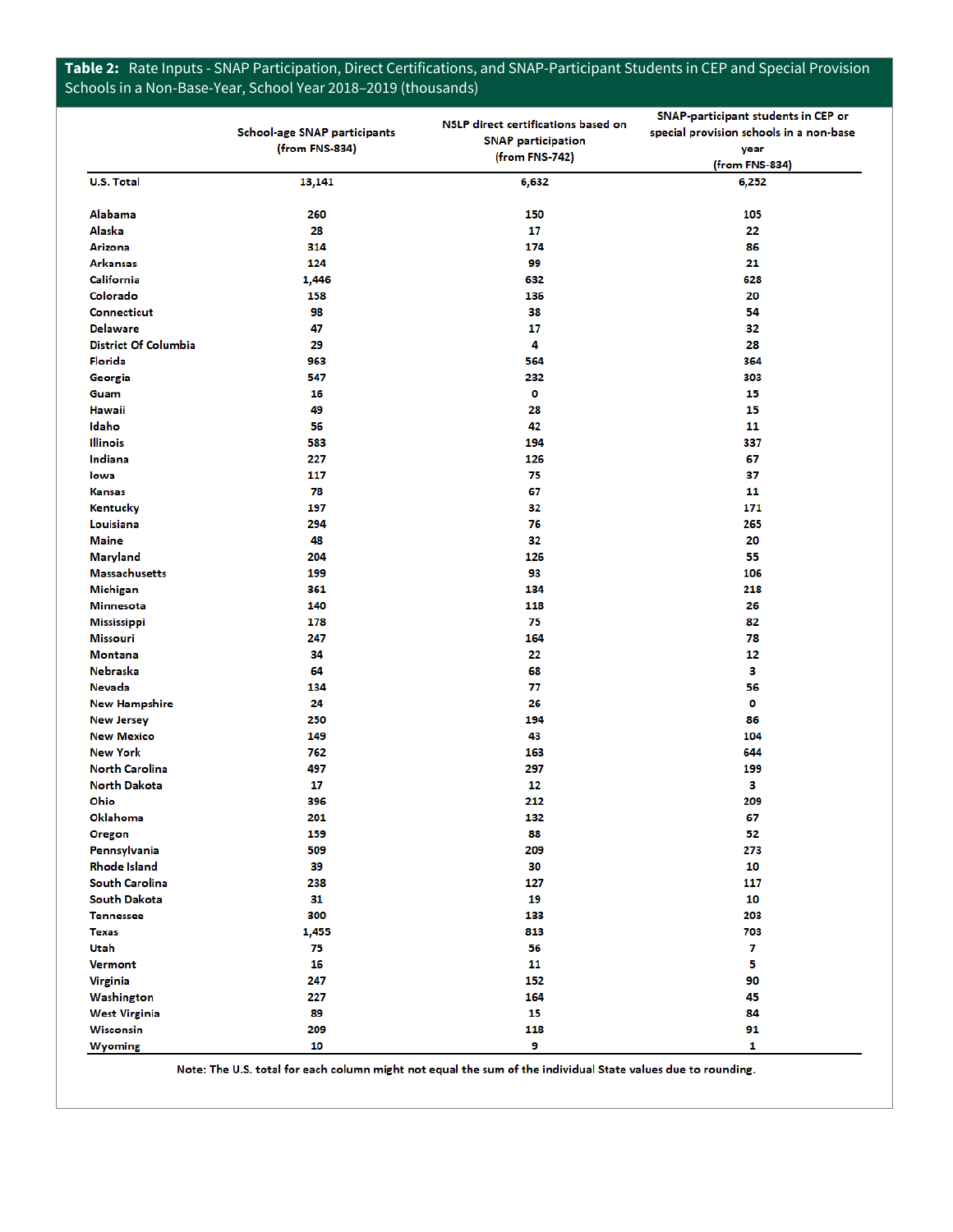**Table 2:** Rate Inputs - SNAP Participation, Direct Certifications, and SNAP-Participant Students in CEP and Special Provision Schools in a Non-Base-Year, School Year 2018–2019 (thousands)

| | School-age SNAP participants (from FNS-834) | NSLP direct certifications based on SNAP participation (from FNS-742) | SNAP-participant students in CEP or special provision schools in a non-base year (from FNS-834) |
|---|---|---|---|
| U.S. Total | 13,141 | 6,632 | 6,252 |
| Alabama | 260 | 150 | 105 |
| Alaska | 28 | 17 | 22 |
| Arizona | 314 | 174 | 86 |
| Arkansas | 124 | 99 | 21 |
| California | 1,446 | 632 | 628 |
| Colorado | 158 | 136 | 20 |
| Connecticut | 98 | 38 | 54 |
| Delaware | 47 | 17 | 32 |
| District Of Columbia | 29 | 4 | 28 |
| Florida | 963 | 564 | 364 |
| Georgia | 547 | 232 | 303 |
| Guam | 16 | 0 | 15 |
| Hawaii | 49 | 28 | 15 |
| Idaho | 56 | 42 | 11 |
| Illinois | 583 | 194 | 337 |
| Indiana | 227 | 126 | 67 |
| Iowa | 117 | 75 | 37 |
| Kansas | 78 | 67 | 11 |
| Kentucky | 197 | 32 | 171 |
| Louisiana | 294 | 76 | 265 |
| Maine | 48 | 32 | 20 |
| Maryland | 204 | 126 | 55 |
| Massachusetts | 199 | 93 | 106 |
| Michigan | 361 | 134 | 218 |
| Minnesota | 140 | 118 | 26 |
| Mississippi | 178 | 75 | 82 |
| Missouri | 247 | 164 | 78 |
| Montana | 34 | 22 | 12 |
| Nebraska | 64 | 68 | 3 |
| Nevada | 134 | 77 | 56 |
| New Hampshire | 24 | 26 | 0 |
| New Jersey | 250 | 194 | 86 |
| New Mexico | 149 | 43 | 104 |
| New York | 762 | 163 | 644 |
| North Carolina | 497 | 297 | 199 |
| North Dakota | 17 | 12 | 3 |
| Ohio | 396 | 212 | 209 |
| Oklahoma | 201 | 132 | 67 |
| Oregon | 159 | 88 | 52 |
| Pennsylvania | 509 | 209 | 273 |
| Rhode Island | 39 | 30 | 10 |
| South Carolina | 238 | 127 | 117 |
| South Dakota | 31 | 19 | 10 |
| Tennessee | 300 | 133 | 203 |
| Texas | 1,455 | 813 | 703 |
| Utah | 75 | 56 | 7 |
| Vermont | 16 | 11 | 5 |
| Virginia | 247 | 152 | 90 |
| Washington | 227 | 164 | 45 |
| West Virginia | 89 | 15 | 84 |
| Wisconsin | 209 | 118 | 91 |
| Wyoming | 10 | 9 | 1 |

Note: The U.S. total for each column might not equal the sum of the individual State values due to rounding.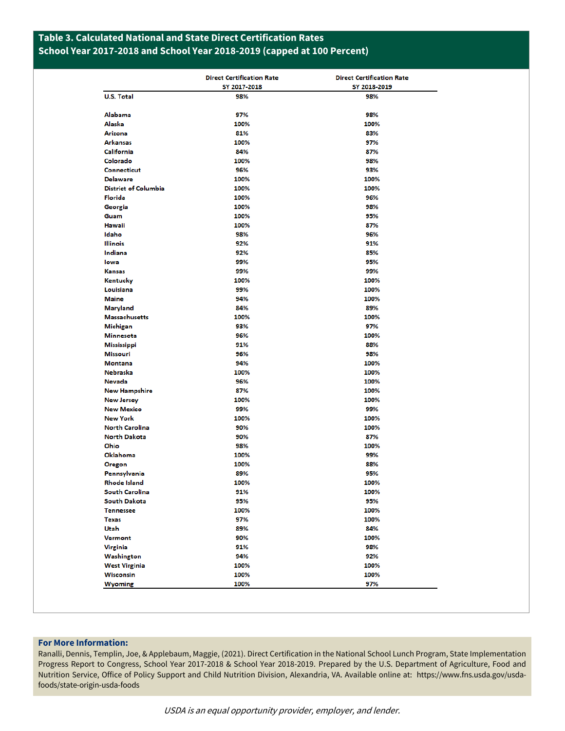**Table 3. Calculated National and State Direct Certification Rates**
**School Year 2017-2018 and School Year 2018-2019 (capped at 100 Percent)**

| | Direct Certification Rate SY 2017-2018 | Direct Certification Rate SY 2018-2019 |
|---|---|---|
| U.S. Total | 98% | 98% |
| | | |
| Alabama | 97% | 98% |
| Alaska | 100% | 100% |
| Arizona | 81% | 83% |
| Arkansas | 100% | 97% |
| California | 84% | 87% |
| Colorado | 100% | 98% |
| Connecticut | 96% | 93% |
| Delaware | 100% | 100% |
| District of Columbia | 100% | 100% |
| Florida | 100% | 96% |
| Georgia | 100% | 98% |
| Guam | 100% | 95% |
| Hawaii | 100% | 87% |
| Idaho | 98% | 96% |
| Illinois | 92% | 91% |
| Indiana | 92% | 85% |
| Iowa | 99% | 95% |
| Kansas | 99% | 99% |
| Kentucky | 100% | 100% |
| Louisiana | 99% | 100% |
| Maine | 94% | 100% |
| Maryland | 84% | 89% |
| Massachusetts | 100% | 100% |
| Michigan | 93% | 97% |
| Minnesota | 96% | 100% |
| Mississippi | 91% | 88% |
| Missouri | 96% | 98% |
| Montana | 94% | 100% |
| Nebraska | 100% | 100% |
| Nevada | 96% | 100% |
| New Hampshire | 87% | 100% |
| New Jersey | 100% | 100% |
| New Mexico | 99% | 99% |
| New York | 100% | 100% |
| North Carolina | 90% | 100% |
| North Dakota | 90% | 87% |
| Ohio | 98% | 100% |
| Oklahoma | 100% | 99% |
| Oregon | 100% | 88% |
| Pennsylvania | 89% | 95% |
| Rhode Island | 100% | 100% |
| South Carolina | 91% | 100% |
| South Dakota | 95% | 95% |
| Tennessee | 100% | 100% |
| Texas | 97% | 100% |
| Utah | 89% | 84% |
| Vermont | 90% | 100% |
| Virginia | 91% | 98% |
| Washington | 94% | 92% |
| West Virginia | 100% | 100% |
| Wisconsin | 100% | 100% |
| Wyoming | 100% | 97% |

**For More Information:**

Ranalli, Dennis, Templin, Joe, & Applebaum, Maggie, (2021). Direct Certification in the National School Lunch Program, State Implementation Progress Report to Congress, School Year 2017-2018 & School Year 2018-2019. Prepared by the U.S. Department of Agriculture, Food and Nutrition Service, Office of Policy Support and Child Nutrition Division, Alexandria, VA. Available online at: https://www.fns.usda.gov/usda-foods/state-origin-usda-foods

*USDA is an equal opportunity provider, employer, and lender.*